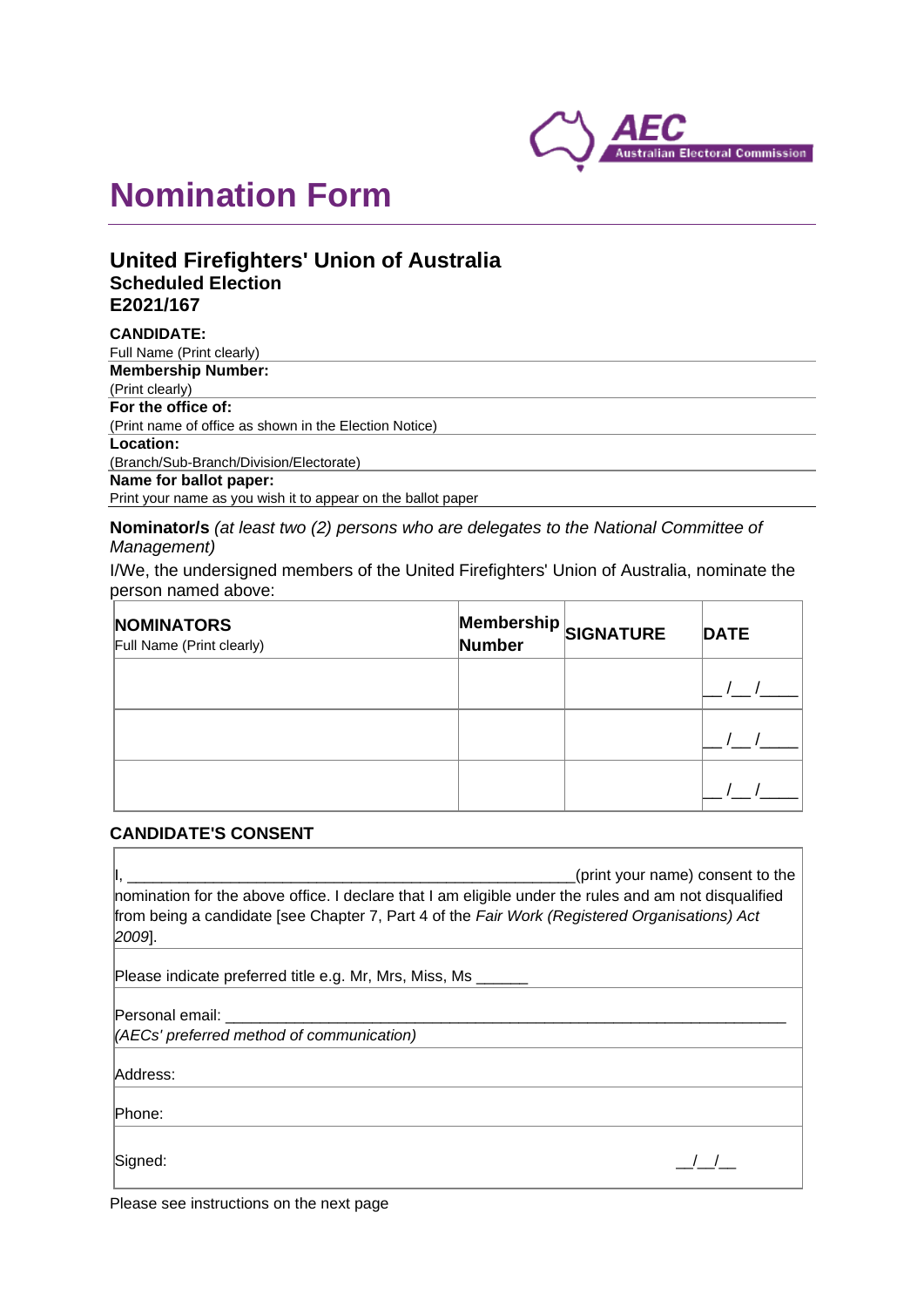AEC Australian Electoral Commission

# Nomination Form

## United Firefighters' Union of Australia

**Scheduled Election**
**E2021/167**

**CANDIDATE:**
Full Name (Print clearly)

**Membership Number:**
(Print clearly)

**For the office of:**
(Print name of office as shown in the Election Notice)

**Location:**
(Branch/Sub-Branch/Division/Electorate)

**Name for ballot paper:**
Print your name as you wish it to appear on the ballot paper

**Nominator/s** *(at least two (2) persons who are delegates to the National Committee of Management)*

I/We, the undersigned members of the United Firefighters' Union of Australia, nominate the person named above:

| **NOMINATORS** Full Name (Print clearly) | **Membership Number** | **SIGNATURE** | **DATE** |
|---|---|---|---|
| | | | __ /__ /____ |
| | | | __ /__ /____ |
| | | | __ /__ /____ |

### CANDIDATE'S CONSENT

I, ______________________________________________________(print your name) consent to the nomination for the above office. I declare that I am eligible under the rules and am not disqualified from being a candidate [see Chapter 7, Part 4 of the *Fair Work (Registered Organisations) Act 2009*].

Please indicate preferred title e.g. Mr, Mrs, Miss, Ms ______

Personal email: ____________________________________________________________________
*(AECs' preferred method of communication)*

Address:

Phone:

Signed: __/__/__

Please see instructions on the next page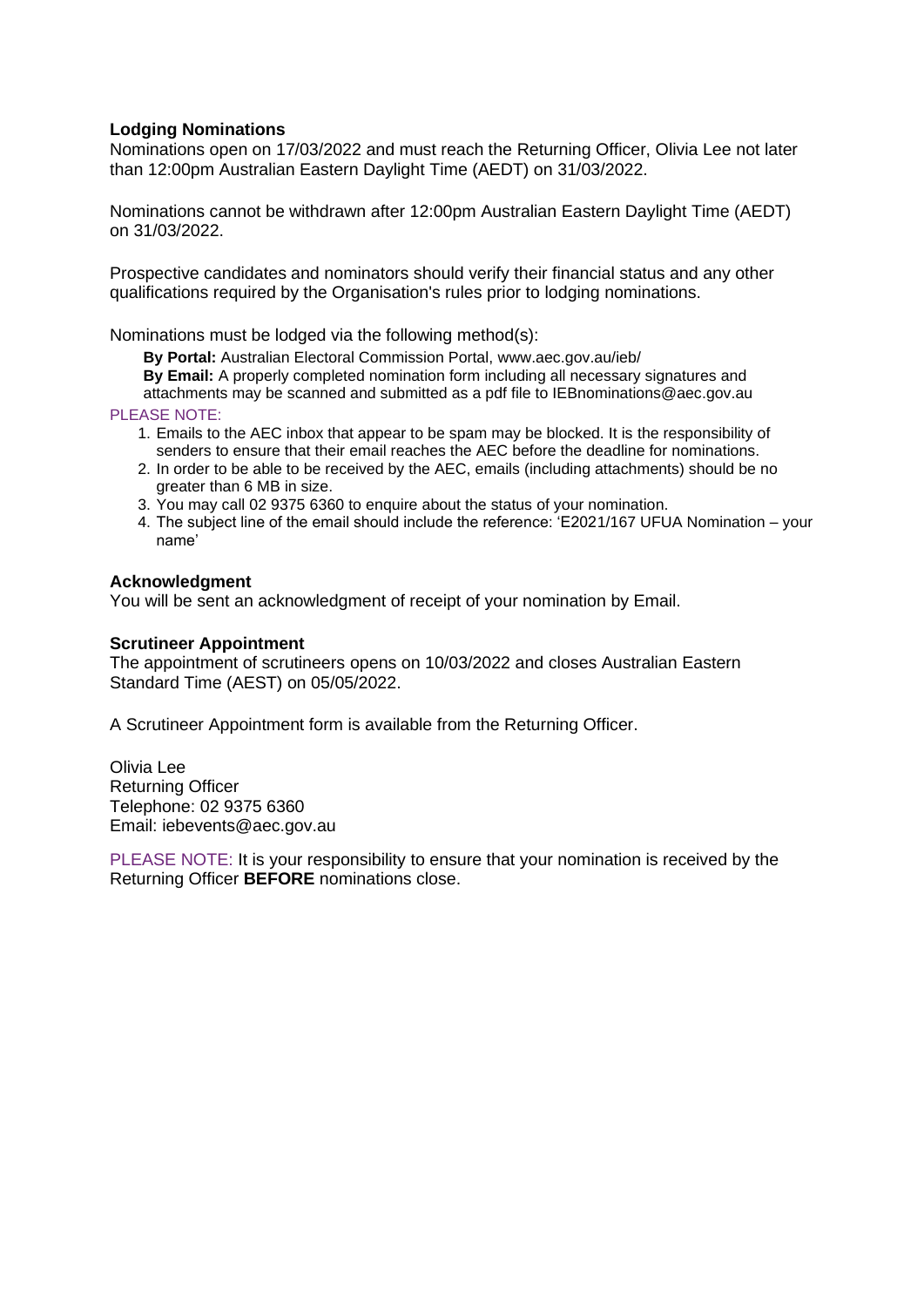**Lodging Nominations**

Nominations open on 17/03/2022 and must reach the Returning Officer, Olivia Lee not later than 12:00pm Australian Eastern Daylight Time (AEDT) on 31/03/2022.

Nominations cannot be withdrawn after 12:00pm Australian Eastern Daylight Time (AEDT) on 31/03/2022.

Prospective candidates and nominators should verify their financial status and any other qualifications required by the Organisation's rules prior to lodging nominations.

Nominations must be lodged via the following method(s):

**By Portal:** Australian Electoral Commission Portal, www.aec.gov.au/ieb/

**By Email:** A properly completed nomination form including all necessary signatures and attachments may be scanned and submitted as a pdf file to IEBnominations@aec.gov.au

PLEASE NOTE:

1. Emails to the AEC inbox that appear to be spam may be blocked. It is the responsibility of senders to ensure that their email reaches the AEC before the deadline for nominations.
2. In order to be able to be received by the AEC, emails (including attachments) should be no greater than 6 MB in size.
3. You may call 02 9375 6360 to enquire about the status of your nomination.
4. The subject line of the email should include the reference: 'E2021/167 UFUA Nomination – your name'

**Acknowledgment**

You will be sent an acknowledgment of receipt of your nomination by Email.

**Scrutineer Appointment**

The appointment of scrutineers opens on 10/03/2022 and closes Australian Eastern Standard Time (AEST) on 05/05/2022.

A Scrutineer Appointment form is available from the Returning Officer.

Olivia Lee
Returning Officer
Telephone: 02 9375 6360
Email: iebevents@aec.gov.au

PLEASE NOTE: It is your responsibility to ensure that your nomination is received by the Returning Officer **BEFORE** nominations close.